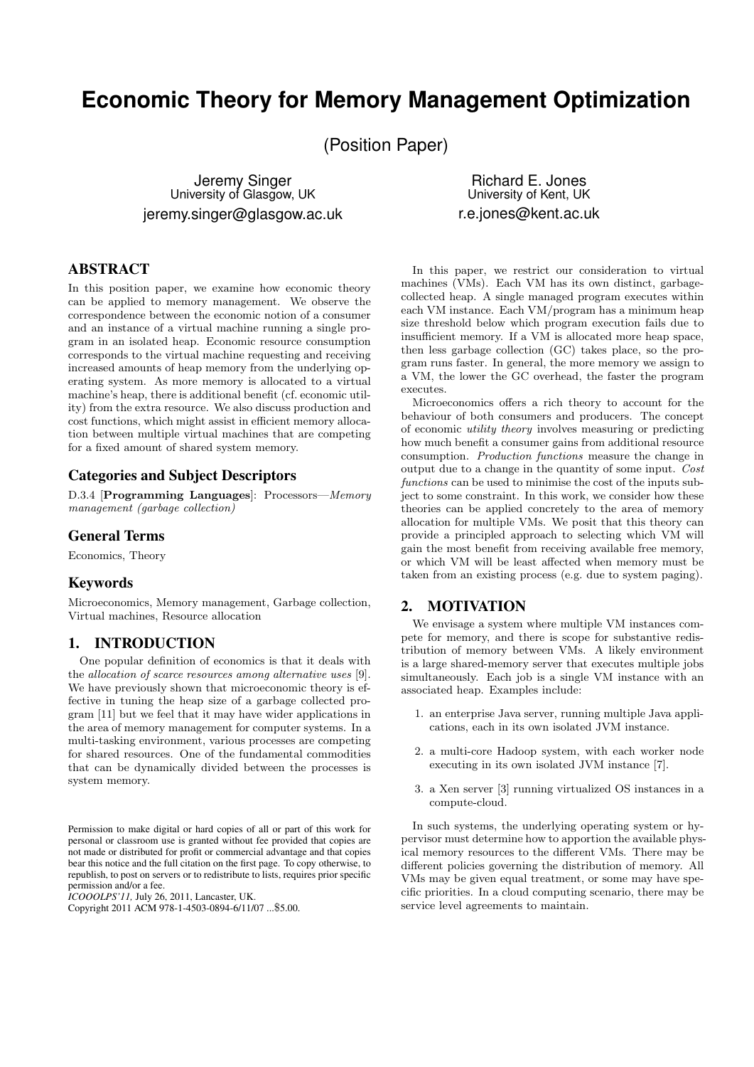# Economic Theory for Memory Management Optimization

(Position Paper)

Jeremy Singer
University of Glasgow, UK
jeremy.singer@glasgow.ac.uk

Richard E. Jones
University of Kent, UK
r.e.jones@kent.ac.uk

## ABSTRACT

In this position paper, we examine how economic theory can be applied to memory management. We observe the correspondence between the economic notion of a consumer and an instance of a virtual machine running a single program in an isolated heap. Economic resource consumption corresponds to the virtual machine requesting and receiving increased amounts of heap memory from the underlying operating system. As more memory is allocated to a virtual machine's heap, there is additional benefit (cf. economic utility) from the extra resource. We also discuss production and cost functions, which might assist in efficient memory allocation between multiple virtual machines that are competing for a fixed amount of shared system memory.

### Categories and Subject Descriptors

D.3.4 [**Programming Languages**]: Processors—*Memory management (garbage collection)*

### General Terms

Economics, Theory

### Keywords

Microeconomics, Memory management, Garbage collection, Virtual machines, Resource allocation

## 1. INTRODUCTION

One popular definition of economics is that it deals with the *allocation of scarce resources among alternative uses* [9]. We have previously shown that microeconomic theory is effective in tuning the heap size of a garbage collected program [11] but we feel that it may have wider applications in the area of memory management for computer systems. In a multi-tasking environment, various processes are competing for shared resources. One of the fundamental commodities that can be dynamically divided between the processes is system memory.

Permission to make digital or hard copies of all or part of this work for personal or classroom use is granted without fee provided that copies are not made or distributed for profit or commercial advantage and that copies bear this notice and the full citation on the first page. To copy otherwise, to republish, to post on servers or to redistribute to lists, requires prior specific permission and/or a fee.
*ICOOOLPS'11,* July 26, 2011, Lancaster, UK.
Copyright 2011 ACM 978-1-4503-0894-6/11/07 ...$5.00.

In this paper, we restrict our consideration to virtual machines (VMs). Each VM has its own distinct, garbage-collected heap. A single managed program executes within each VM instance. Each VM/program has a minimum heap size threshold below which program execution fails due to insufficient memory. If a VM is allocated more heap space, then less garbage collection (GC) takes place, so the program runs faster. In general, the more memory we assign to a VM, the lower the GC overhead, the faster the program executes.

Microeconomics offers a rich theory to account for the behaviour of both consumers and producers. The concept of economic *utility theory* involves measuring or predicting how much benefit a consumer gains from additional resource consumption. *Production functions* measure the change in output due to a change in the quantity of some input. *Cost functions* can be used to minimise the cost of the inputs subject to some constraint. In this work, we consider how these theories can be applied concretely to the area of memory allocation for multiple VMs. We posit that this theory can provide a principled approach to selecting which VM will gain the most benefit from receiving available free memory, or which VM will be least affected when memory must be taken from an existing process (e.g. due to system paging).

## 2. MOTIVATION

We envisage a system where multiple VM instances compete for memory, and there is scope for substantive redistribution of memory between VMs. A likely environment is a large shared-memory server that executes multiple jobs simultaneously. Each job is a single VM instance with an associated heap. Examples include:

1. an enterprise Java server, running multiple Java applications, each in its own isolated JVM instance.
2. a multi-core Hadoop system, with each worker node executing in its own isolated JVM instance [7].
3. a Xen server [3] running virtualized OS instances in a compute-cloud.

In such systems, the underlying operating system or hypervisor must determine how to apportion the available physical memory resources to the different VMs. There may be different policies governing the distribution of memory. All VMs may be given equal treatment, or some may have specific priorities. In a cloud computing scenario, there may be service level agreements to maintain.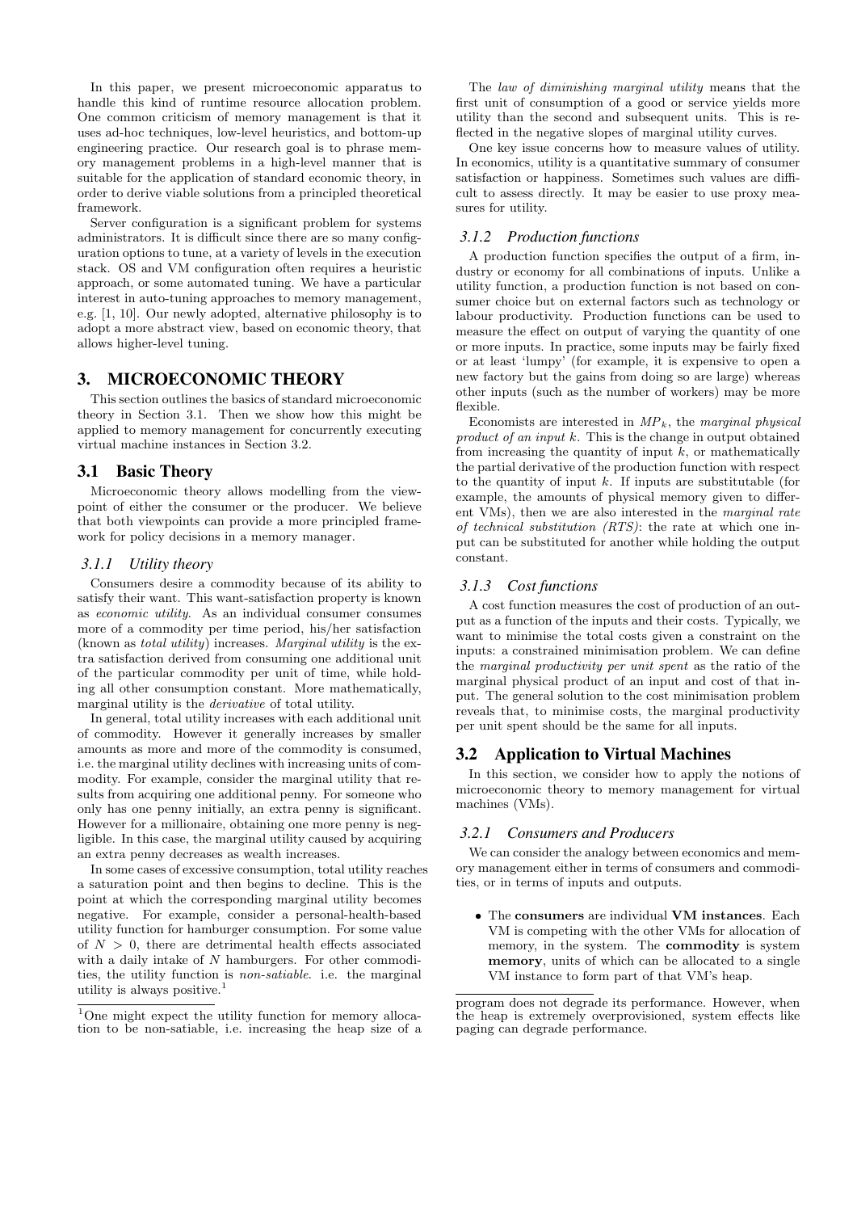In this paper, we present microeconomic apparatus to handle this kind of runtime resource allocation problem. One common criticism of memory management is that it uses ad-hoc techniques, low-level heuristics, and bottom-up engineering practice. Our research goal is to phrase memory management problems in a high-level manner that is suitable for the application of standard economic theory, in order to derive viable solutions from a principled theoretical framework.

Server configuration is a significant problem for systems administrators. It is difficult since there are so many configuration options to tune, at a variety of levels in the execution stack. OS and VM configuration often requires a heuristic approach, or some automated tuning. We have a particular interest in auto-tuning approaches to memory management, e.g. [1, 10]. Our newly adopted, alternative philosophy is to adopt a more abstract view, based on economic theory, that allows higher-level tuning.

## 3. MICROECONOMIC THEORY

This section outlines the basics of standard microeconomic theory in Section 3.1. Then we show how this might be applied to memory management for concurrently executing virtual machine instances in Section 3.2.

### 3.1 Basic Theory

Microeconomic theory allows modelling from the viewpoint of either the consumer or the producer. We believe that both viewpoints can provide a more principled framework for policy decisions in a memory manager.

#### 3.1.1 Utility theory

Consumers desire a commodity because of its ability to satisfy their want. This want-satisfaction property is known as *economic utility*. As an individual consumer consumes more of a commodity per time period, his/her satisfaction (known as *total utility*) increases. *Marginal utility* is the extra satisfaction derived from consuming one additional unit of the particular commodity per unit of time, while holding all other consumption constant. More mathematically, marginal utility is the *derivative* of total utility.

In general, total utility increases with each additional unit of commodity. However it generally increases by smaller amounts as more and more of the commodity is consumed, i.e. the marginal utility declines with increasing units of commodity. For example, consider the marginal utility that results from acquiring one additional penny. For someone who only has one penny initially, an extra penny is significant. However for a millionaire, obtaining one more penny is negligible. In this case, the marginal utility caused by acquiring an extra penny decreases as wealth increases.

In some cases of excessive consumption, total utility reaches a saturation point and then begins to decline. This is the point at which the corresponding marginal utility becomes negative. For example, consider a personal-health-based utility function for hamburger consumption. For some value of $N > 0$, there are detrimental health effects associated with a daily intake of $N$ hamburgers. For other commodities, the utility function is *non-satiable*. i.e. the marginal utility is always positive.[1]

The *law of diminishing marginal utility* means that the first unit of consumption of a good or service yields more utility than the second and subsequent units. This is reflected in the negative slopes of marginal utility curves.

One key issue concerns how to measure values of utility. In economics, utility is a quantitative summary of consumer satisfaction or happiness. Sometimes such values are difficult to assess directly. It may be easier to use proxy measures for utility.

#### 3.1.2 Production functions

A production function specifies the output of a firm, industry or economy for all combinations of inputs. Unlike a utility function, a production function is not based on consumer choice but on external factors such as technology or labour productivity. Production functions can be used to measure the effect on output of varying the quantity of one or more inputs. In practice, some inputs may be fairly fixed or at least 'lumpy' (for example, it is expensive to open a new factory but the gains from doing so are large) whereas other inputs (such as the number of workers) may be more flexible.

Economists are interested in $MP_k$, the *marginal physical product of an input k*. This is the change in output obtained from increasing the quantity of input $k$, or mathematically the partial derivative of the production function with respect to the quantity of input $k$. If inputs are substitutable (for example, the amounts of physical memory given to different VMs), then we are also interested in the *marginal rate of technical substitution (RTS)*: the rate at which one input can be substituted for another while holding the output constant.

#### 3.1.3 Cost functions

A cost function measures the cost of production of an output as a function of the inputs and their costs. Typically, we want to minimise the total costs given a constraint on the inputs: a constrained minimisation problem. We can define the *marginal productivity per unit spent* as the ratio of the marginal physical product of an input and cost of that input. The general solution to the cost minimisation problem reveals that, to minimise costs, the marginal productivity per unit spent should be the same for all inputs.

### 3.2 Application to Virtual Machines

In this section, we consider how to apply the notions of microeconomic theory to memory management for virtual machines (VMs).

#### 3.2.1 Consumers and Producers

We can consider the analogy between economics and memory management either in terms of consumers and commodities, or in terms of inputs and outputs.

- The **consumers** are individual **VM instances**. Each VM is competing with the other VMs for allocation of memory, in the system. The **commodity** is system **memory**, units of which can be allocated to a single VM instance to form part of that VM's heap.

[1] One might expect the utility function for memory allocation to be non-satiable, i.e. increasing the heap size of a program does not degrade its performance. However, when the heap is extremely overprovisioned, system effects like paging can degrade performance.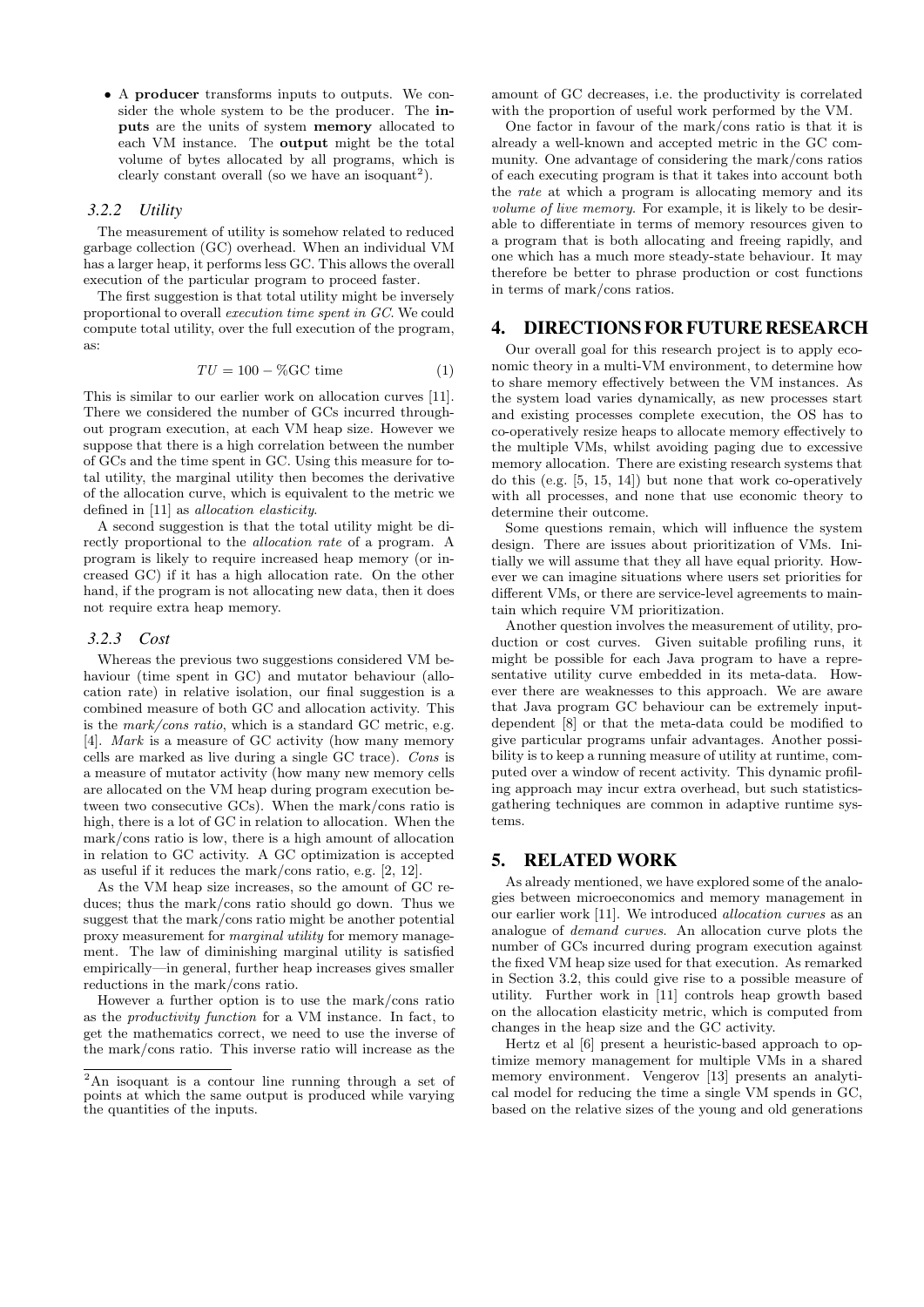- A **producer** transforms inputs to outputs. We consider the whole system to be the producer. The **inputs** are the units of system **memory** allocated to each VM instance. The **output** might be the total volume of bytes allocated by all programs, which is clearly constant overall (so we have an isoquant[2]).

### 3.2.2 Utility

The measurement of utility is somehow related to reduced garbage collection (GC) overhead. When an individual VM has a larger heap, it performs less GC. This allows the overall execution of the particular program to proceed faster.

The first suggestion is that total utility might be inversely proportional to overall *execution time spent in GC*. We could compute total utility, over the full execution of the program, as:

$$TU = 100 - \%\text{GC time} \tag{1}$$

This is similar to our earlier work on allocation curves [11]. There we considered the number of GCs incurred throughout program execution, at each VM heap size. However we suppose that there is a high correlation between the number of GCs and the time spent in GC. Using this measure for total utility, the marginal utility then becomes the derivative of the allocation curve, which is equivalent to the metric we defined in [11] as *allocation elasticity*.

A second suggestion is that the total utility might be directly proportional to the *allocation rate* of a program. A program is likely to require increased heap memory (or increased GC) if it has a high allocation rate. On the other hand, if the program is not allocating new data, then it does not require extra heap memory.

### 3.2.3 Cost

Whereas the previous two suggestions considered VM behaviour (time spent in GC) and mutator behaviour (allocation rate) in relative isolation, our final suggestion is a combined measure of both GC and allocation activity. This is the *mark/cons ratio*, which is a standard GC metric, e.g. [4]. *Mark* is a measure of GC activity (how many memory cells are marked as live during a single GC trace). *Cons* is a measure of mutator activity (how many new memory cells are allocated on the VM heap during program execution between two consecutive GCs). When the mark/cons ratio is high, there is a lot of GC in relation to allocation. When the mark/cons ratio is low, there is a high amount of allocation in relation to GC activity. A GC optimization is accepted as useful if it reduces the mark/cons ratio, e.g. [2, 12].

As the VM heap size increases, so the amount of GC reduces; thus the mark/cons ratio should go down. Thus we suggest that the mark/cons ratio might be another potential proxy measurement for *marginal utility* for memory management. The law of diminishing marginal utility is satisfied empirically—in general, further heap increases gives smaller reductions in the mark/cons ratio.

However a further option is to use the mark/cons ratio as the *productivity function* for a VM instance. In fact, to get the mathematics correct, we need to use the inverse of the mark/cons ratio. This inverse ratio will increase as the amount of GC decreases, i.e. the productivity is correlated with the proportion of useful work performed by the VM.

One factor in favour of the mark/cons ratio is that it is already a well-known and accepted metric in the GC community. One advantage of considering the mark/cons ratios of each executing program is that it takes into account both the *rate* at which a program is allocating memory and its *volume of live memory*. For example, it is likely to be desirable to differentiate in terms of memory resources given to a program that is both allocating and freeing rapidly, and one which has a much more steady-state behaviour. It may therefore be better to phrase production or cost functions in terms of mark/cons ratios.

## 4. DIRECTIONS FOR FUTURE RESEARCH

Our overall goal for this research project is to apply economic theory in a multi-VM environment, to determine how to share memory effectively between the VM instances. As the system load varies dynamically, as new processes start and existing processes complete execution, the OS has to co-operatively resize heaps to allocate memory effectively to the multiple VMs, whilst avoiding paging due to excessive memory allocation. There are existing research systems that do this (e.g. [5, 15, 14]) but none that work co-operatively with all processes, and none that use economic theory to determine their outcome.

Some questions remain, which will influence the system design. There are issues about prioritization of VMs. Initially we will assume that they all have equal priority. However we can imagine situations where users set priorities for different VMs, or there are service-level agreements to maintain which require VM prioritization.

Another question involves the measurement of utility, production or cost curves. Given suitable profiling runs, it might be possible for each Java program to have a representative utility curve embedded in its meta-data. However there are weaknesses to this approach. We are aware that Java program GC behaviour can be extremely input-dependent [8] or that the meta-data could be modified to give particular programs unfair advantages. Another possibility is to keep a running measure of utility at runtime, computed over a window of recent activity. This dynamic profiling approach may incur extra overhead, but such statistics-gathering techniques are common in adaptive runtime systems.

## 5. RELATED WORK

As already mentioned, we have explored some of the analogies between microeconomics and memory management in our earlier work [11]. We introduced *allocation curves* as an analogue of *demand curves*. An allocation curve plots the number of GCs incurred during program execution against the fixed VM heap size used for that execution. As remarked in Section 3.2, this could give rise to a possible measure of utility. Further work in [11] controls heap growth based on the allocation elasticity metric, which is computed from changes in the heap size and the GC activity.

Hertz et al [6] present a heuristic-based approach to optimize memory management for multiple VMs in a shared memory environment. Vengerov [13] presents an analytical model for reducing the time a single VM spends in GC, based on the relative sizes of the young and old generations

[2] An isoquant is a contour line running through a set of points at which the same output is produced while varying the quantities of the inputs.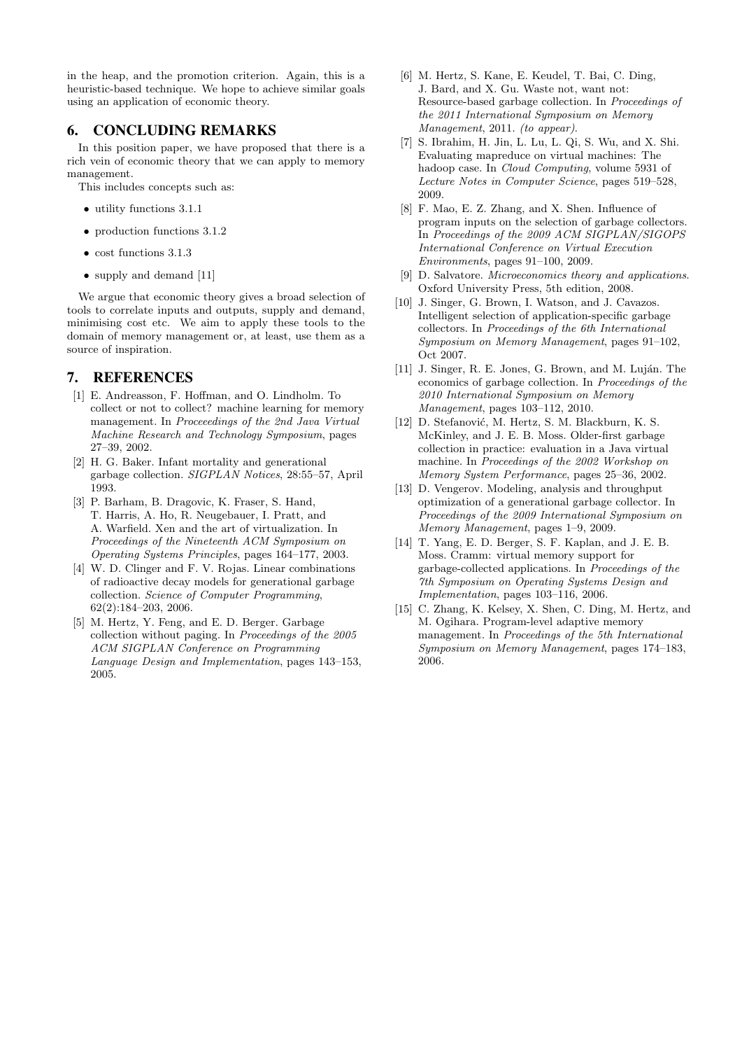in the heap, and the promotion criterion. Again, this is a heuristic-based technique. We hope to achieve similar goals using an application of economic theory.

## 6. CONCLUDING REMARKS

In this position paper, we have proposed that there is a rich vein of economic theory that we can apply to memory management.

This includes concepts such as:

- utility functions 3.1.1
- production functions 3.1.2
- cost functions 3.1.3
- supply and demand [11]

We argue that economic theory gives a broad selection of tools to correlate inputs and outputs, supply and demand, minimising cost etc. We aim to apply these tools to the domain of memory management or, at least, use them as a source of inspiration.

## 7. REFERENCES

[1] E. Andreasson, F. Hoffman, and O. Lindholm. To collect or not to collect? machine learning for memory management. In *Proceeedings of the 2nd Java Virtual Machine Research and Technology Symposium*, pages 27–39, 2002.

[2] H. G. Baker. Infant mortality and generational garbage collection. *SIGPLAN Notices*, 28:55–57, April 1993.

[3] P. Barham, B. Dragovic, K. Fraser, S. Hand, T. Harris, A. Ho, R. Neugebauer, I. Pratt, and A. Warfield. Xen and the art of virtualization. In *Proceedings of the Nineteenth ACM Symposium on Operating Systems Principles*, pages 164–177, 2003.

[4] W. D. Clinger and F. V. Rojas. Linear combinations of radioactive decay models for generational garbage collection. *Science of Computer Programming*, 62(2):184–203, 2006.

[5] M. Hertz, Y. Feng, and E. D. Berger. Garbage collection without paging. In *Proceedings of the 2005 ACM SIGPLAN Conference on Programming Language Design and Implementation*, pages 143–153, 2005.

[6] M. Hertz, S. Kane, E. Keudel, T. Bai, C. Ding, J. Bard, and X. Gu. Waste not, want not: Resource-based garbage collection. In *Proceedings of the 2011 International Symposium on Memory Management*, 2011. *(to appear)*.

[7] S. Ibrahim, H. Jin, L. Lu, L. Qi, S. Wu, and X. Shi. Evaluating mapreduce on virtual machines: The hadoop case. In *Cloud Computing*, volume 5931 of *Lecture Notes in Computer Science*, pages 519–528, 2009.

[8] F. Mao, E. Z. Zhang, and X. Shen. Influence of program inputs on the selection of garbage collectors. In *Proceedings of the 2009 ACM SIGPLAN/SIGOPS International Conference on Virtual Execution Environments*, pages 91–100, 2009.

[9] D. Salvatore. *Microeconomics theory and applications*. Oxford University Press, 5th edition, 2008.

[10] J. Singer, G. Brown, I. Watson, and J. Cavazos. Intelligent selection of application-specific garbage collectors. In *Proceedings of the 6th International Symposium on Memory Management*, pages 91–102, Oct 2007.

[11] J. Singer, R. E. Jones, G. Brown, and M. Luján. The economics of garbage collection. In *Proceedings of the 2010 International Symposium on Memory Management*, pages 103–112, 2010.

[12] D. Stefanović, M. Hertz, S. M. Blackburn, K. S. McKinley, and J. E. B. Moss. Older-first garbage collection in practice: evaluation in a Java virtual machine. In *Proceedings of the 2002 Workshop on Memory System Performance*, pages 25–36, 2002.

[13] D. Vengerov. Modeling, analysis and throughput optimization of a generational garbage collector. In *Proceedings of the 2009 International Symposium on Memory Management*, pages 1–9, 2009.

[14] T. Yang, E. D. Berger, S. F. Kaplan, and J. E. B. Moss. Cramm: virtual memory support for garbage-collected applications. In *Proceedings of the 7th Symposium on Operating Systems Design and Implementation*, pages 103–116, 2006.

[15] C. Zhang, K. Kelsey, X. Shen, C. Ding, M. Hertz, and M. Ogihara. Program-level adaptive memory management. In *Proceedings of the 5th International Symposium on Memory Management*, pages 174–183, 2006.